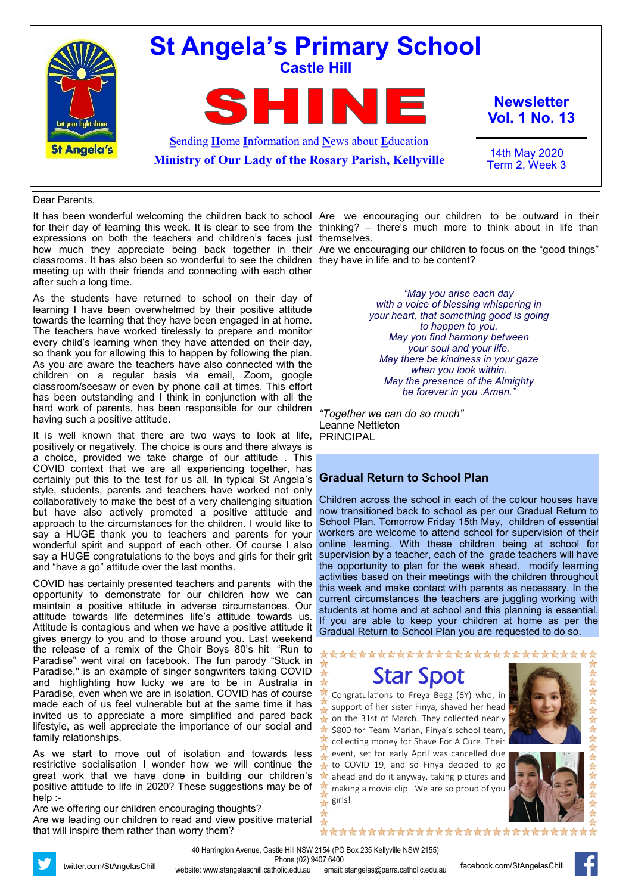# St Angela's Primary School

## Castle Hill

# SHINE

**S**ending **H**ome **I**nformation and **N**ews about **E**ducation

**Ministry of Our Lady of the Rosary Parish, Kellyville**

**Newsletter Vol. 1 No. 13**

14th May 2020
Term 2, Week 3

Dear Parents,

It has been wonderful welcoming the children back to school for their day of learning this week. It is clear to see from the expressions on both the teachers and children's faces just how much they appreciate being back together in their classrooms. It has also been so wonderful to see the children meeting up with their friends and connecting with each other after such a long time.

As the students have returned to school on their day of learning I have been overwhelmed by their positive attitude towards the learning that they have been engaged in at home. The teachers have worked tirelessly to prepare and monitor every child's learning when they have attended on their day, so thank you for allowing this to happen by following the plan. As you are aware the teachers have also connected with the children on a regular basis via email, Zoom, google classroom/seesaw or even by phone call at times. This effort has been outstanding and I think in conjunction with all the hard work of parents, has been responsible for our children having such a positive attitude.

It is well known that there are two ways to look at life, positively or negatively. The choice is ours and there always is a choice, provided we take charge of our attitude . This COVID context that we are all experiencing together, has certainly put this to the test for us all. In typical St Angela's style, students, parents and teachers have worked not only collaboratively to make the best of a very challenging situation but have also actively promoted a positive attitude and approach to the circumstances for the children. I would like to say a HUGE thank you to teachers and parents for your wonderful spirit and support of each other. Of course I also say a HUGE congratulations to the boys and girls for their grit and "have a go" attitude over the last months.

COVID has certainly presented teachers and parents with the opportunity to demonstrate for our children how we can maintain a positive attitude in adverse circumstances. Our attitude towards life determines life's attitude towards us. Attitude is contagious and when we have a positive attitude it gives energy to you and to those around you. Last weekend the release of a remix of the Choir Boys 80's hit "Run to Paradise" went viral on facebook. The fun parody "Stuck in Paradise," is an example of singer songwriters taking COVID and highlighting how lucky we are to be in Australia in Paradise, even when we are in isolation. COVID has of course made each of us feel vulnerable but at the same time it has invited us to appreciate a more simplified and pared back lifestyle, as well appreciate the importance of our social and family relationships.

As we start to move out of isolation and towards less restrictive socialisation I wonder how we will continue the great work that we have done in building our children's positive attitude to life in 2020? These suggestions may be of help :-

Are we offering our children encouraging thoughts?
Are we leading our children to read and view positive material that will inspire them rather than worry them?
Are we encouraging our children to be outward in their thinking? – there's much more to think about in life than themselves.
Are we encouraging our children to focus on the "good things" they have in life and to be content?

*"May you arise each day*
*with a voice of blessing whispering in*
*your heart, that something good is going*
*to happen to you.*
*May you find harmony between*
*your soul and your life.*
*May there be kindness in your gaze*
*when you look within.*
*May the presence of the Almighty*
*be forever in you .Amen."*

*"Together we can do so much"*
Leanne Nettleton
PRINCIPAL

## Gradual Return to School Plan

Children across the school in each of the colour houses have now transitioned back to school as per our Gradual Return to School Plan. Tomorrow Friday 15th May, children of essential workers are welcome to attend school for supervision of their online learning. With these children being at school for supervision by a teacher, each of the grade teachers will have the opportunity to plan for the week ahead, modify learning activities based on their meetings with the children throughout this week and make contact with parents as necessary. In the current circumstances the teachers are juggling working with students at home and at school and this planning is essential. If you are able to keep your children at home as per the Gradual Return to School Plan you are requested to do so.

## Star Spot

Congratulations to Freya Begg (6Y) who, in support of her sister Finya, shaved her head on the 31st of March. They collected nearly $800 for Team Marian, Finya's school team, collecting money for Shave For A Cure. Their event, set for early April was cancelled due to COVID 19, and so Finya decided to go ahead and do it anyway, taking pictures and making a movie clip. We are so proud of you girls!

40 Harrington Avenue, Castle Hill NSW 2154 (PO Box 235 Kellyville NSW 2155)
Phone (02) 9407 6400
website: www.stangelaschill.catholic.edu.au email: stangelas@parra.catholic.edu.au
twitter.com/StAngelasChill
facebook.com/StAngelasChill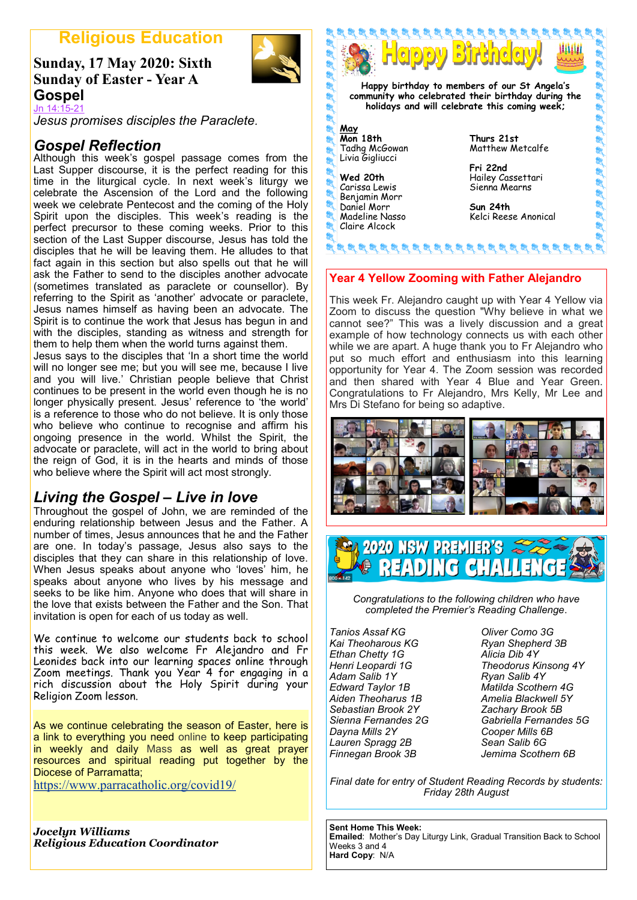# Religious Education

**Sunday, 17 May 2020: Sixth Sunday of Easter - Year A**

## Gospel

Jn 14:15-21

*Jesus promises disciples the Paraclete.*

## Gospel Reflection

Although this week's gospel passage comes from the Last Supper discourse, it is the perfect reading for this time in the liturgical cycle. In next week's liturgy we celebrate the Ascension of the Lord and the following week we celebrate Pentecost and the coming of the Holy Spirit upon the disciples. This week's reading is the perfect precursor to these coming weeks. Prior to this section of the Last Supper discourse, Jesus has told the disciples that he will be leaving them. He alludes to that fact again in this section but also spells out that he will ask the Father to send to the disciples another advocate (sometimes translated as paraclete or counsellor). By referring to the Spirit as 'another' advocate or paraclete, Jesus names himself as having been an advocate. The Spirit is to continue the work that Jesus has begun in and with the disciples, standing as witness and strength for them to help them when the world turns against them.

Jesus says to the disciples that 'In a short time the world will no longer see me; but you will see me, because I live and you will live.' Christian people believe that Christ continues to be present in the world even though he is no longer physically present. Jesus' reference to 'the world' is a reference to those who do not believe. It is only those who believe who continue to recognise and affirm his ongoing presence in the world. Whilst the Spirit, the advocate or paraclete, will act in the world to bring about the reign of God, it is in the hearts and minds of those who believe where the Spirit will act most strongly.

## Living the Gospel – Live in love

Throughout the gospel of John, we are reminded of the enduring relationship between Jesus and the Father. A number of times, Jesus announces that he and the Father are one. In today's passage, Jesus also says to the disciples that they can share in this relationship of love. When Jesus speaks about anyone who 'loves' him, he speaks about anyone who lives by his message and seeks to be like him. Anyone who does that will share in the love that exists between the Father and the Son. That invitation is open for each of us today as well.

We continue to welcome our students back to school this week. We also welcome Fr Alejandro and Fr Leonides back into our learning spaces online through Zoom meetings. Thank you Year 4 for engaging in a rich discussion about the Holy Spirit during your Religion Zoom lesson.

As we continue celebrating the season of Easter, here is a link to everything you need online to keep participating in weekly and daily Mass as well as great prayer resources and spiritual reading put together by the Diocese of Parramatta;
https://www.parracatholic.org/covid19/

***Jocelyn Williams***
***Religious Education Coordinator***

# Happy Birthday!

Happy birthday to members of our St Angela's community who celebrated their birthday during the holidays and will celebrate this coming week;

**May**

**Mon 18th**
Tadhg McGowan
Livia Gigliucci

**Wed 20th**
Carissa Lewis
Benjamin Morr
Daniel Morr
Madeline Nasso
Claire Alcock

**Thurs 21st**
Matthew Metcalfe

**Fri 22nd**
Hailey Cassettari
Sienna Mearns

**Sun 24th**
Kelci Reese Anonical

## Year 4 Yellow Zooming with Father Alejandro

This week Fr. Alejandro caught up with Year 4 Yellow via Zoom to discuss the question "Why believe in what we cannot see?" This was a lively discussion and a great example of how technology connects us with each other while we are apart. A huge thank you to Fr Alejandro who put so much effort and enthusiasm into this learning opportunity for Year 4. The Zoom session was recorded and then shared with Year 4 Blue and Year Green. Congratulations to Fr Alejandro, Mrs Kelly, Mr Lee and Mrs Di Stefano for being so adaptive.

## 2020 NSW Premier's Reading Challenge

*Congratulations to the following children who have completed the Premier's Reading Challenge.*

*Tanios Assaf KG*
*Kai Theoharous KG*
*Ethan Chetty 1G*
*Henri Leopardi 1G*
*Adam Salib 1Y*
*Edward Taylor 1B*
*Aiden Theoharus 1B*
*Sebastian Brook 2Y*
*Sienna Fernandes 2G*
*Dayna Mills 2Y*
*Lauren Spragg 2B*
*Finnegan Brook 3B*
*Oliver Como 3G*
*Ryan Shepherd 3B*
*Alicia Dib 4Y*
*Theodorus Kinsong 4Y*
*Ryan Salib 4Y*
*Matilda Scothern 4G*
*Amelia Blackwell 5Y*
*Zachary Brook 5B*
*Gabriella Fernandes 5G*
*Cooper Mills 6B*
*Sean Salib 6G*
*Jemima Scothern 6B*

*Final date for entry of Student Reading Records by students: Friday 28th August*

**Sent Home This Week:**
**Emailed**: Mother's Day Liturgy Link, Gradual Transition Back to School Weeks 3 and 4
**Hard Copy**: N/A